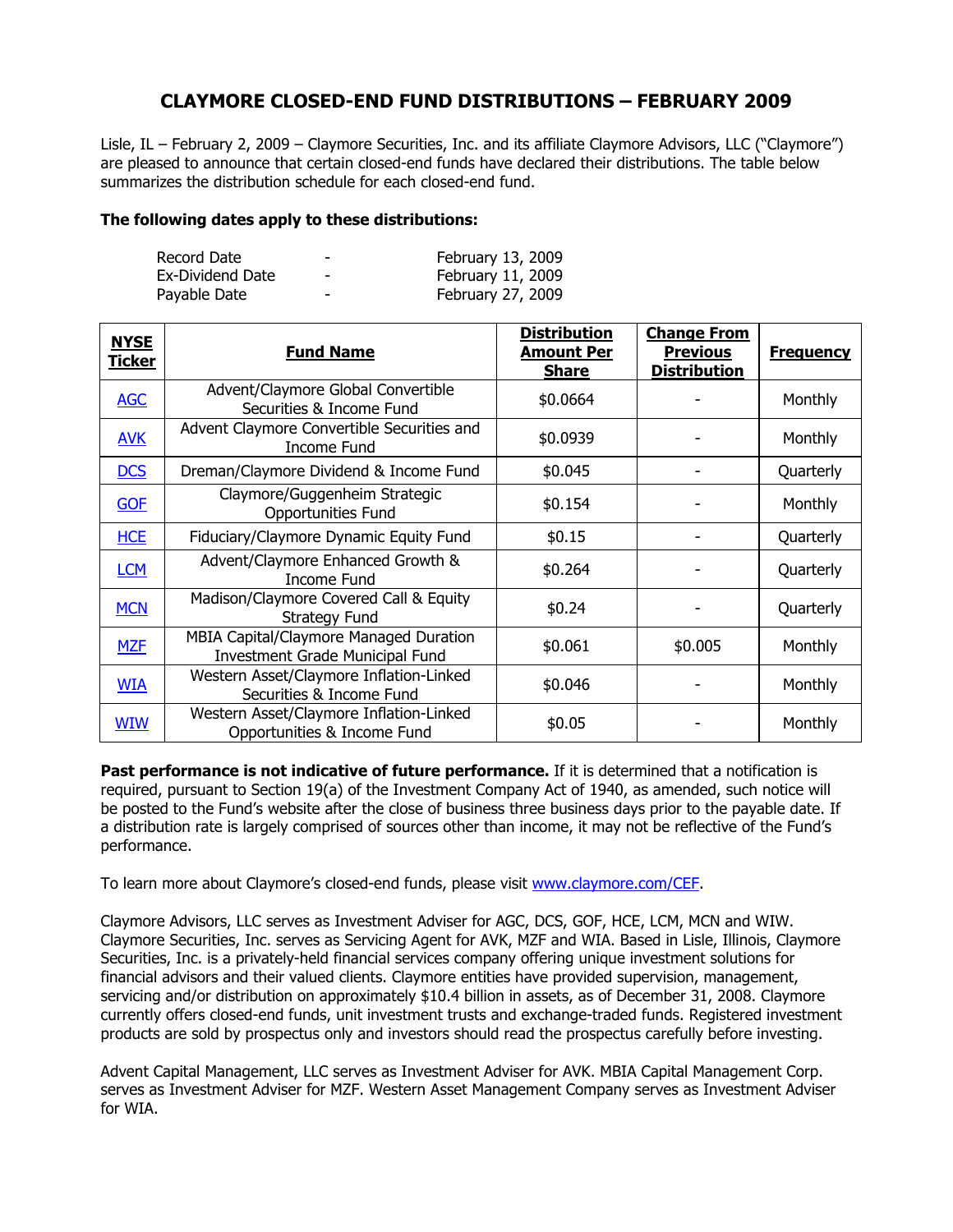# CLAYMORE CLOSED-END FUND DISTRIBUTIONS – FEBRUARY 2009

Lisle, IL – February 2, 2009 – Claymore Securities, Inc. and its affiliate Claymore Advisors, LLC ("Claymore") are pleased to announce that certain closed-end funds have declared their distributions. The table below summarizes the distribution schedule for each closed-end fund.

**The following dates apply to these distributions:**

| | | |
|---|---|---|
| Record Date | - | February 13, 2009 |
| Ex-Dividend Date | - | February 11, 2009 |
| Payable Date | - | February 27, 2009 |

| NYSE Ticker | Fund Name | Distribution Amount Per Share | Change From Previous Distribution | Frequency |
|---|---|---|---|---|
| AGC | Advent/Claymore Global Convertible Securities & Income Fund | $0.0664 | - | Monthly |
| AVK | Advent Claymore Convertible Securities and Income Fund | $0.0939 | - | Monthly |
| DCS | Dreman/Claymore Dividend & Income Fund | $0.045 | - | Quarterly |
| GOF | Claymore/Guggenheim Strategic Opportunities Fund | $0.154 | - | Monthly |
| HCE | Fiduciary/Claymore Dynamic Equity Fund | $0.15 | - | Quarterly |
| LCM | Advent/Claymore Enhanced Growth & Income Fund | $0.264 | - | Quarterly |
| MCN | Madison/Claymore Covered Call & Equity Strategy Fund | $0.24 | - | Quarterly |
| MZF | MBIA Capital/Claymore Managed Duration Investment Grade Municipal Fund | $0.061 | $0.005 | Monthly |
| WIA | Western Asset/Claymore Inflation-Linked Securities & Income Fund | $0.046 | - | Monthly |
| WIW | Western Asset/Claymore Inflation-Linked Opportunities & Income Fund | $0.05 | - | Monthly |

**Past performance is not indicative of future performance.** If it is determined that a notification is required, pursuant to Section 19(a) of the Investment Company Act of 1940, as amended, such notice will be posted to the Fund's website after the close of business three business days prior to the payable date. If a distribution rate is largely comprised of sources other than income, it may not be reflective of the Fund's performance.

To learn more about Claymore's closed-end funds, please visit www.claymore.com/CEF.

Claymore Advisors, LLC serves as Investment Adviser for AGC, DCS, GOF, HCE, LCM, MCN and WIW. Claymore Securities, Inc. serves as Servicing Agent for AVK, MZF and WIA. Based in Lisle, Illinois, Claymore Securities, Inc. is a privately-held financial services company offering unique investment solutions for financial advisors and their valued clients. Claymore entities have provided supervision, management, servicing and/or distribution on approximately $10.4 billion in assets, as of December 31, 2008. Claymore currently offers closed-end funds, unit investment trusts and exchange-traded funds. Registered investment products are sold by prospectus only and investors should read the prospectus carefully before investing.

Advent Capital Management, LLC serves as Investment Adviser for AVK. MBIA Capital Management Corp. serves as Investment Adviser for MZF. Western Asset Management Company serves as Investment Adviser for WIA.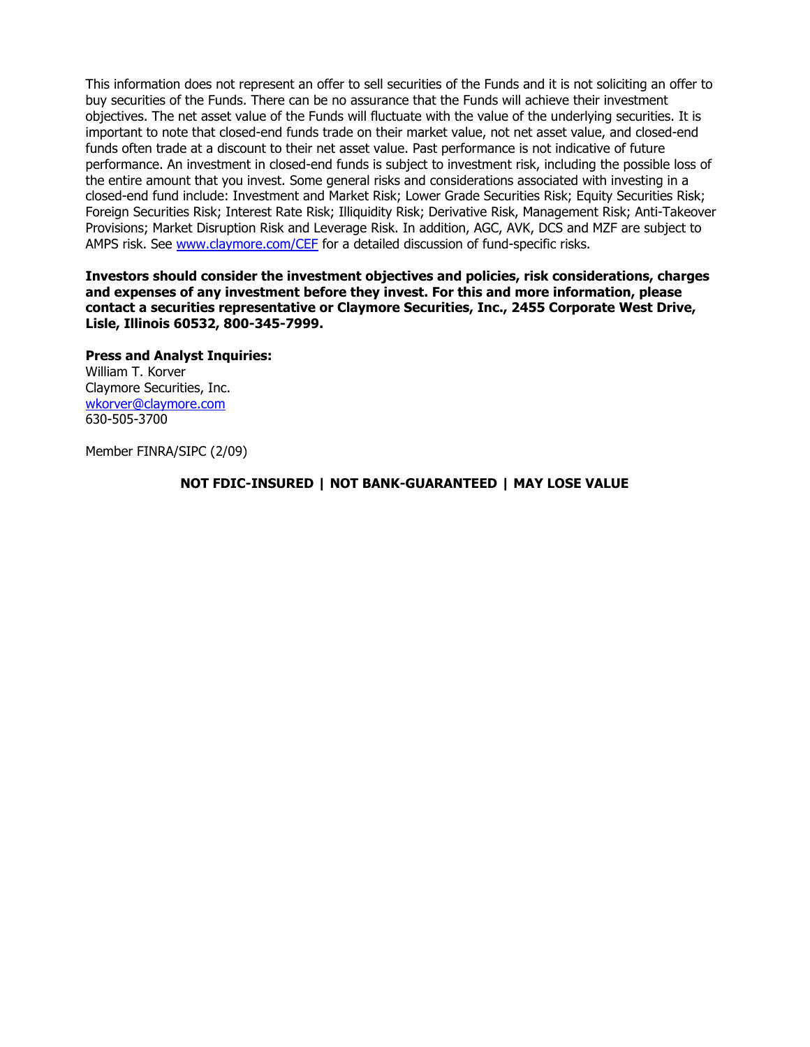This information does not represent an offer to sell securities of the Funds and it is not soliciting an offer to buy securities of the Funds. There can be no assurance that the Funds will achieve their investment objectives. The net asset value of the Funds will fluctuate with the value of the underlying securities. It is important to note that closed-end funds trade on their market value, not net asset value, and closed-end funds often trade at a discount to their net asset value. Past performance is not indicative of future performance. An investment in closed-end funds is subject to investment risk, including the possible loss of the entire amount that you invest. Some general risks and considerations associated with investing in a closed-end fund include: Investment and Market Risk; Lower Grade Securities Risk; Equity Securities Risk; Foreign Securities Risk; Interest Rate Risk; Illiquidity Risk; Derivative Risk, Management Risk; Anti-Takeover Provisions; Market Disruption Risk and Leverage Risk. In addition, AGC, AVK, DCS and MZF are subject to AMPS risk. See [www.claymore.com/CEF](http://www.claymore.com/CEF) for a detailed discussion of fund-specific risks.

**Investors should consider the investment objectives and policies, risk considerations, charges and expenses of any investment before they invest. For this and more information, please contact a securities representative or Claymore Securities, Inc., 2455 Corporate West Drive, Lisle, Illinois 60532, 800-345-7999.**

**Press and Analyst Inquiries:**
William T. Korver
Claymore Securities, Inc.
[wkorver@claymore.com](mailto:wkorver@claymore.com)
630-505-3700

Member FINRA/SIPC (2/09)

**NOT FDIC-INSURED | NOT BANK-GUARANTEED | MAY LOSE VALUE**